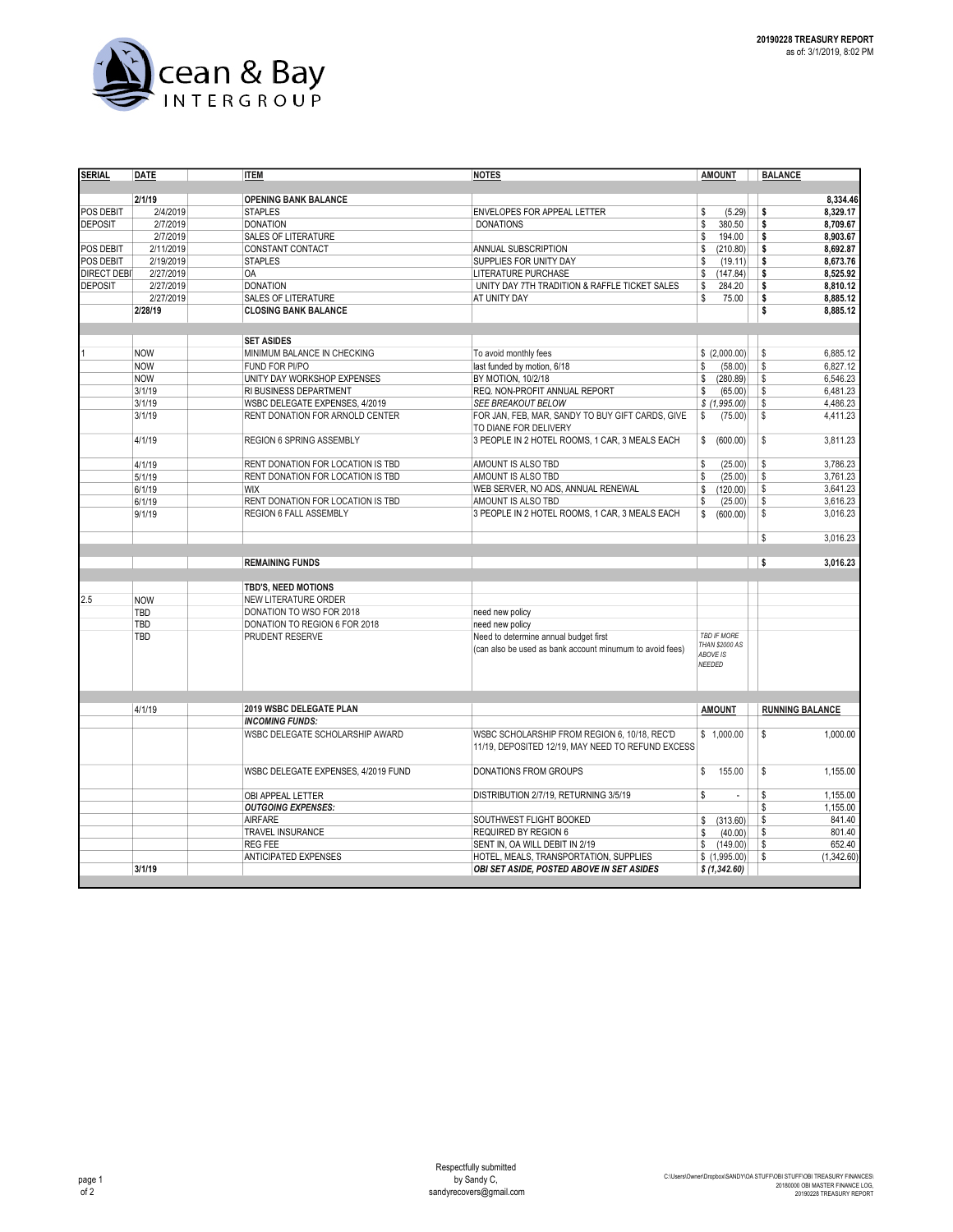Ocean & Bay INTERGROUP

**20190228 TREASURY REPORT**
as of: 3/1/2019, 8:02 PM

| SERIAL | DATE | ITEM | NOTES | AMOUNT | BALANCE |
|---|---|---|---|---|---|
| | 2/1/19 | **OPENING BANK BALANCE** | | | **8,334.46** |
| POS DEBIT | 2/4/2019 | STAPLES | ENVELOPES FOR APPEAL LETTER | $ (5.29) | **$ 8,329.17** |
| DEPOSIT | 2/7/2019 | DONATION | DONATIONS | $ 380.50 | **$ 8,709.67** |
| | 2/7/2019 | SALES OF LITERATURE | | $ 194.00 | **$ 8,903.67** |
| POS DEBIT | 2/11/2019 | CONSTANT CONTACT | ANNUAL SUBSCRIPTION | $ (210.80) | **$ 8,692.87** |
| POS DEBIT | 2/19/2019 | STAPLES | SUPPLIES FOR UNITY DAY | $ (19.11) | **$ 8,673.76** |
| DIRECT DEBIT | 2/27/2019 | OA | LITERATURE PURCHASE | $ (147.84) | **$ 8,525.92** |
| DEPOSIT | 2/27/2019 | DONATION | UNITY DAY 7TH TRADITION & RAFFLE TICKET SALES | $ 284.20 | **$ 8,810.12** |
| | 2/27/2019 | SALES OF LITERATURE | AT UNITY DAY | $ 75.00 | **$ 8,885.12** |
| | **2/28/19** | **CLOSING BANK BALANCE** | | | **$ 8,885.12** |
| | | **SET ASIDES** | | | |
| 1 | NOW | MINIMUM BALANCE IN CHECKING | To avoid monthly fees | $ (2,000.00) | $ 6,885.12 |
| | NOW | FUND FOR PI/PO | last funded by motion, 6/18 | $ (58.00) | $ 6,827.12 |
| | NOW | UNITY DAY WORKSHOP EXPENSES | BY MOTION, 10/2/18 | $ (280.89) | $ 6,546.23 |
| | 3/1/19 | RI BUSINESS DEPARTMENT | REQ. NON-PROFIT ANNUAL REPORT | $ (65.00) | $ 6,481.23 |
| | 3/1/19 | WSBC DELEGATE EXPENSES, 4/2019 | *SEE BREAKOUT BELOW* | *$ (1,995.00)* | $ 4,486.23 |
| | 3/1/19 | RENT DONATION FOR ARNOLD CENTER | FOR JAN, FEB, MAR, SANDY TO BUY GIFT CARDS, GIVE TO DIANE FOR DELIVERY | $ (75.00) | $ 4,411.23 |
| | 4/1/19 | REGION 6 SPRING ASSEMBLY | 3 PEOPLE IN 2 HOTEL ROOMS, 1 CAR, 3 MEALS EACH | $ (600.00) | $ 3,811.23 |
| | 4/1/19 | RENT DONATION FOR LOCATION IS TBD | AMOUNT IS ALSO TBD | $ (25.00) | $ 3,786.23 |
| | 5/1/19 | RENT DONATION FOR LOCATION IS TBD | AMOUNT IS ALSO TBD | $ (25.00) | $ 3,761.23 |
| | 6/1/19 | WIX | WEB SERVER, NO ADS, ANNUAL RENEWAL | $ (120.00) | $ 3,641.23 |
| | 6/1/19 | RENT DONATION FOR LOCATION IS TBD | AMOUNT IS ALSO TBD | $ (25.00) | $ 3,616.23 |
| | 9/1/19 | REGION 6 FALL ASSEMBLY | 3 PEOPLE IN 2 HOTEL ROOMS, 1 CAR, 3 MEALS EACH | $ (600.00) | $ 3,016.23 |
| | | | | | $ 3,016.23 |
| | | **REMAINING FUNDS** | | | **$ 3,016.23** |
| | | **TBD'S, NEED MOTIONS** | | | |
| 2.5 | NOW | NEW LITERATURE ORDER | | | |
| | TBD | DONATION TO WSO FOR 2018 | need new policy | | |
| | TBD | DONATION TO REGION 6 FOR 2018 | need new policy | | |
| | TBD | PRUDENT RESERVE | Need to determine annual budget first (can also be used as bank account minumum to avoid fees) | *TBD IF MORE THAN $2000 AS ABOVE IS NEEDED* | |
| | 4/1/19 | **2019 WSBC DELEGATE PLAN** | | **AMOUNT** | **RUNNING BALANCE** |
| | | ***INCOMING FUNDS:*** | | | |
| | | WSBC DELEGATE SCHOLARSHIP AWARD | WSBC SCHOLARSHIP FROM REGION 6, 10/18, REC'D 11/19, DEPOSITED 12/19, MAY NEED TO REFUND EXCESS | $ 1,000.00 | $ 1,000.00 |
| | | WSBC DELEGATE EXPENSES, 4/2019 FUND | DONATIONS FROM GROUPS | $ 155.00 | $ 1,155.00 |
| | | OBI APPEAL LETTER | DISTRIBUTION 2/7/19, RETURNING 3/5/19 | $ - | $ 1,155.00 |
| | | ***OUTGOING EXPENSES:*** | | | $ 1,155.00 |
| | | AIRFARE | SOUTHWEST FLIGHT BOOKED | $ (313.60) | $ 841.40 |
| | | TRAVEL INSURANCE | REQUIRED BY REGION 6 | $ (40.00) | $ 801.40 |
| | | REG FEE | SENT IN, OA WILL DEBIT IN 2/19 | $ (149.00) | $ 652.40 |
| | | ANTICIPATED EXPENSES | HOTEL, MEALS, TRANSPORTATION, SUPPLIES | $ (1,995.00) | $ (1,342.60) |
| | **3/1/19** | | ***OBI SET ASIDE, POSTED ABOVE IN SET ASIDES*** | ***$ (1,342.60)*** | |

Respectfully submitted
by Sandy C,
sandyrecovers@gmail.com

C:\Users\Owner\Dropbox\SANDY\OA STUFF\OBI STUFF\OBI TREASURY FINANCES\20180000 OBI MASTER FINANCE LOG, 20190228 TREASURY REPORT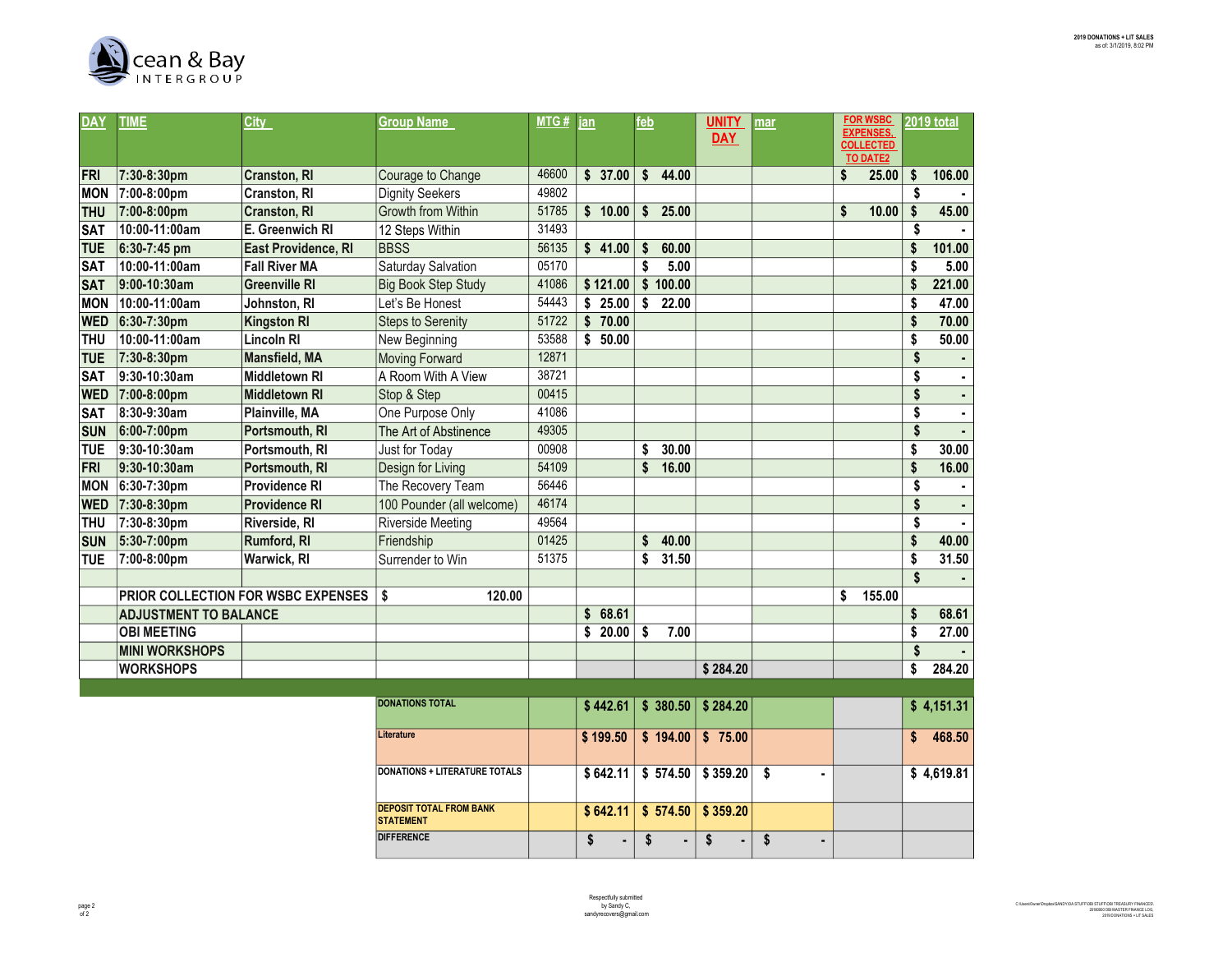Ocean & Bay INTERGROUP

2019 DONATIONS + LIT SALES
as of: 3/1/2019, 8:02 PM

| DAY | TIME | City | Group Name | MTG # | jan | feb | UNITY DAY | mar | FOR WSBC EXPENSES, COLLECTED TO DATE2 | 2019 total |
|---|---|---|---|---|---|---|---|---|---|---|
| FRI | 7:30-8:30pm | Cranston, RI | Courage to Change | 46600 | $ 37.00 | $ 44.00 | | | $ 25.00 | $ 106.00 |
| MON | 7:00-8:00pm | Cranston, RI | Dignity Seekers | 49802 | | | | | | $ - |
| THU | 7:00-8:00pm | Cranston, RI | Growth from Within | 51785 | $ 10.00 | $ 25.00 | | | $ 10.00 | $ 45.00 |
| SAT | 10:00-11:00am | E. Greenwich RI | 12 Steps Within | 31493 | | | | | | $ - |
| TUE | 6:30-7:45 pm | East Providence, RI | BBSS | 56135 | $ 41.00 | $ 60.00 | | | | $ 101.00 |
| SAT | 10:00-11:00am | Fall River MA | Saturday Salvation | 05170 | | $ 5.00 | | | | $ 5.00 |
| SAT | 9:00-10:30am | Greenville RI | Big Book Step Study | 41086 | $ 121.00 | $ 100.00 | | | | $ 221.00 |
| MON | 10:00-11:00am | Johnston, RI | Let's Be Honest | 54443 | $ 25.00 | $ 22.00 | | | | $ 47.00 |
| WED | 6:30-7:30pm | Kingston RI | Steps to Serenity | 51722 | $ 70.00 | | | | | $ 70.00 |
| THU | 10:00-11:00am | Lincoln RI | New Beginning | 53588 | $ 50.00 | | | | | $ 50.00 |
| TUE | 7:30-8:30pm | Mansfield, MA | Moving Forward | 12871 | | | | | | $ - |
| SAT | 9:30-10:30am | Middletown RI | A Room With A View | 38721 | | | | | | $ - |
| WED | 7:00-8:00pm | Middletown RI | Stop & Step | 00415 | | | | | | $ - |
| SAT | 8:30-9:30am | Plainville, MA | One Purpose Only | 41086 | | | | | | $ - |
| SUN | 6:00-7:00pm | Portsmouth, RI | The Art of Abstinence | 49305 | | | | | | $ - |
| TUE | 9:30-10:30am | Portsmouth, RI | Just for Today | 00908 | | $ 30.00 | | | | $ 30.00 |
| FRI | 9:30-10:30am | Portsmouth, RI | Design for Living | 54109 | | $ 16.00 | | | | $ 16.00 |
| MON | 6:30-7:30pm | Providence RI | The Recovery Team | 56446 | | | | | | $ - |
| WED | 7:30-8:30pm | Providence RI | 100 Pounder (all welcome) | 46174 | | | | | | $ - |
| THU | 7:30-8:30pm | Riverside, RI | Riverside Meeting | 49564 | | | | | | $ - |
| SUN | 5:30-7:00pm | Rumford, RI | Friendship | 01425 | | $ 40.00 | | | | $ 40.00 |
| TUE | 7:00-8:00pm | Warwick, RI | Surrender to Win | 51375 | | $ 31.50 | | | | $ 31.50 |
| | | | | | | | | | | $ - |
| | PRIOR COLLECTION FOR WSBC EXPENSES | | $ 120.00 | | | | | | $ 155.00 | |
| | ADJUSTMENT TO BALANCE | | | | $ 68.61 | | | | | $ 68.61 |
| | OBI MEETING | | | | $ 20.00 | $ 7.00 | | | | $ 27.00 |
| | MINI WORKSHOPS | | | | | | | | | $ - |
| | WORKSHOPS | | | | | | $ 284.20 | | | $ 284.20 |
| | | | DONATIONS TOTAL | | $ 442.61 | $ 380.50 | $ 284.20 | | | $ 4,151.31 |
| | | | Literature | | $ 199.50 | $ 194.00 | $ 75.00 | | | $ 468.50 |
| | | | DONATIONS + LITERATURE TOTALS | | $ 642.11 | $ 574.50 | $ 359.20 | $ - | | $ 4,619.81 |
| | | | DEPOSIT TOTAL FROM BANK STATEMENT | | $ 642.11 | $ 574.50 | $ 359.20 | | | |
| | | | DIFFERENCE | | $ - | $ - | $ - | $ - | | |

Respectfully submitted
by Sandy C,
sandyrecovers@gmail.com

C:\Users\Owner\Dropbox\SANDY\OA STUFF\OBI STUFF\OBI TREASURY FINANCES\20180000 OBI MASTER FINANCE LOG 2019 DONATIONS + LIT SALES